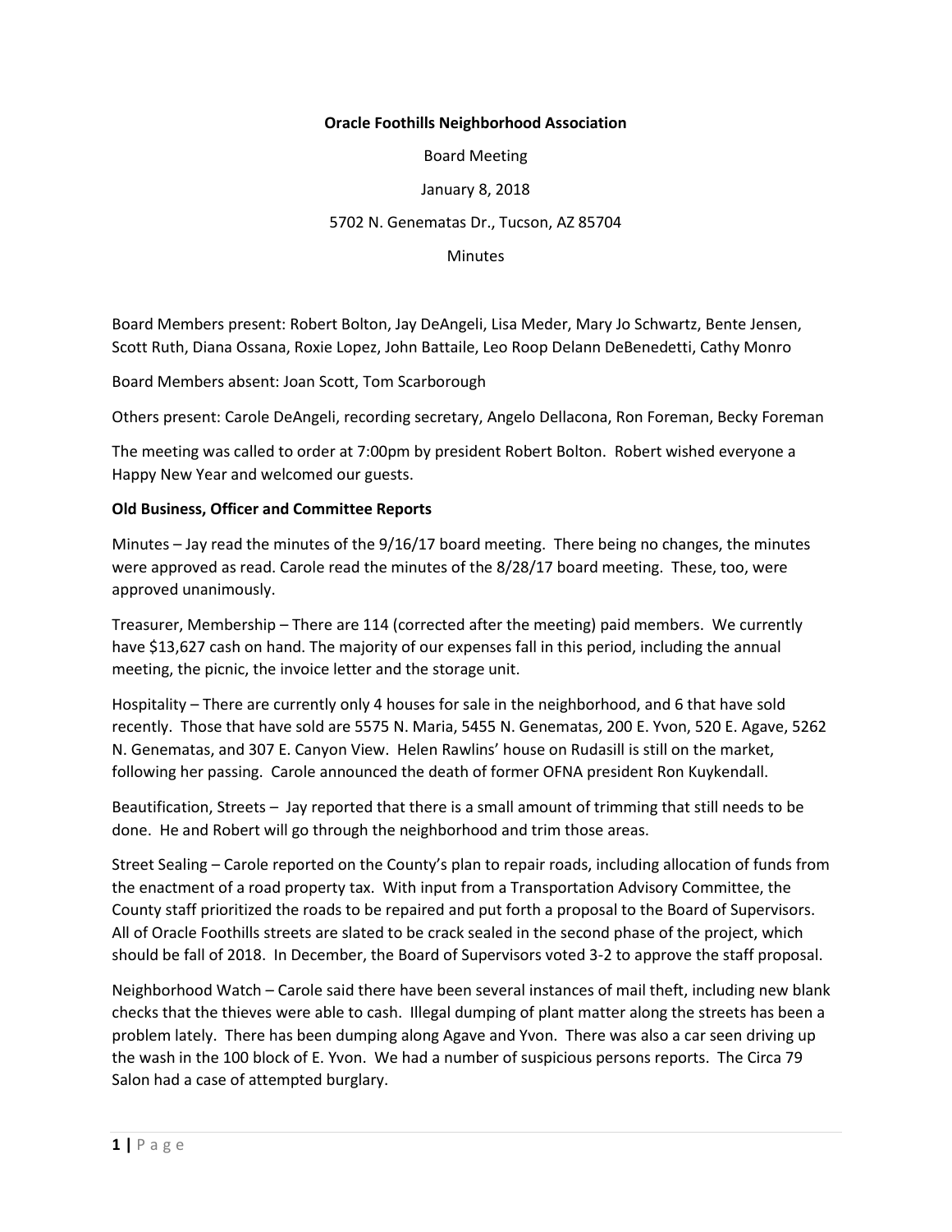**Oracle Foothills Neighborhood Association**

Board Meeting

January 8, 2018

5702 N. Genematas Dr., Tucson, AZ 85704

Minutes

Board Members present: Robert Bolton, Jay DeAngeli, Lisa Meder, Mary Jo Schwartz, Bente Jensen, Scott Ruth, Diana Ossana, Roxie Lopez, John Battaile, Leo Roop Delann DeBenedetti, Cathy Monro

Board Members absent: Joan Scott, Tom Scarborough

Others present: Carole DeAngeli, recording secretary, Angelo Dellacona, Ron Foreman, Becky Foreman

The meeting was called to order at 7:00pm by president Robert Bolton. Robert wished everyone a Happy New Year and welcomed our guests.

**Old Business, Officer and Committee Reports**

Minutes – Jay read the minutes of the 9/16/17 board meeting. There being no changes, the minutes were approved as read. Carole read the minutes of the 8/28/17 board meeting. These, too, were approved unanimously.

Treasurer, Membership – There are 114 (corrected after the meeting) paid members. We currently have $13,627 cash on hand. The majority of our expenses fall in this period, including the annual meeting, the picnic, the invoice letter and the storage unit.

Hospitality – There are currently only 4 houses for sale in the neighborhood, and 6 that have sold recently. Those that have sold are 5575 N. Maria, 5455 N. Genematas, 200 E. Yvon, 520 E. Agave, 5262 N. Genematas, and 307 E. Canyon View. Helen Rawlins' house on Rudasill is still on the market, following her passing. Carole announced the death of former OFNA president Ron Kuykendall.

Beautification, Streets – Jay reported that there is a small amount of trimming that still needs to be done. He and Robert will go through the neighborhood and trim those areas.

Street Sealing – Carole reported on the County's plan to repair roads, including allocation of funds from the enactment of a road property tax. With input from a Transportation Advisory Committee, the County staff prioritized the roads to be repaired and put forth a proposal to the Board of Supervisors. All of Oracle Foothills streets are slated to be crack sealed in the second phase of the project, which should be fall of 2018. In December, the Board of Supervisors voted 3-2 to approve the staff proposal.

Neighborhood Watch – Carole said there have been several instances of mail theft, including new blank checks that the thieves were able to cash. Illegal dumping of plant matter along the streets has been a problem lately. There has been dumping along Agave and Yvon. There was also a car seen driving up the wash in the 100 block of E. Yvon. We had a number of suspicious persons reports. The Circa 79 Salon had a case of attempted burglary.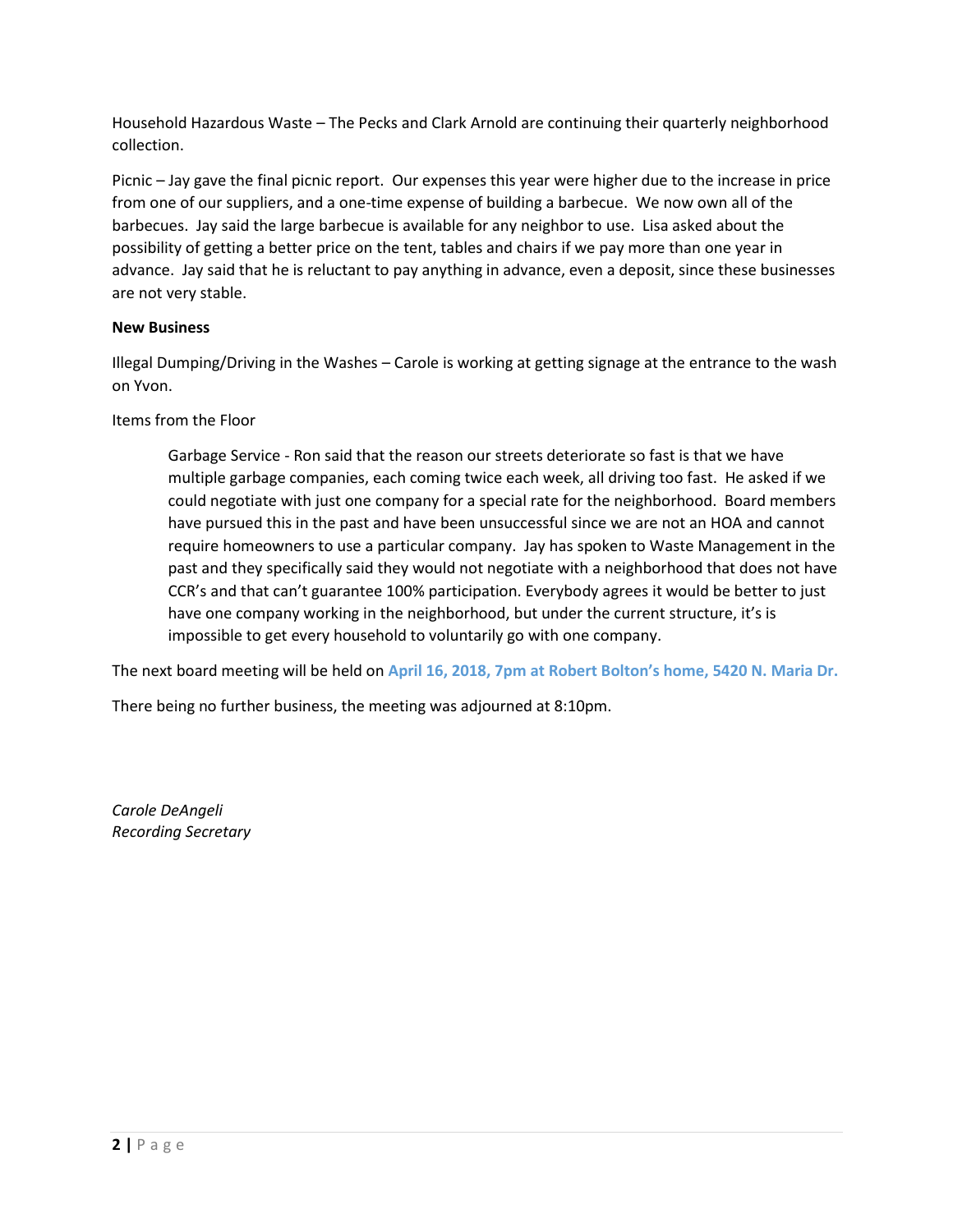Household Hazardous Waste – The Pecks and Clark Arnold are continuing their quarterly neighborhood collection.

Picnic – Jay gave the final picnic report. Our expenses this year were higher due to the increase in price from one of our suppliers, and a one-time expense of building a barbecue. We now own all of the barbecues. Jay said the large barbecue is available for any neighbor to use. Lisa asked about the possibility of getting a better price on the tent, tables and chairs if we pay more than one year in advance. Jay said that he is reluctant to pay anything in advance, even a deposit, since these businesses are not very stable.

**New Business**

Illegal Dumping/Driving in the Washes – Carole is working at getting signage at the entrance to the wash on Yvon.

Items from the Floor

> Garbage Service - Ron said that the reason our streets deteriorate so fast is that we have multiple garbage companies, each coming twice each week, all driving too fast. He asked if we could negotiate with just one company for a special rate for the neighborhood. Board members have pursued this in the past and have been unsuccessful since we are not an HOA and cannot require homeowners to use a particular company. Jay has spoken to Waste Management in the past and they specifically said they would not negotiate with a neighborhood that does not have CCR's and that can't guarantee 100% participation. Everybody agrees it would be better to just have one company working in the neighborhood, but under the current structure, it's is impossible to get every household to voluntarily go with one company.

The next board meeting will be held on **April 16, 2018, 7pm at Robert Bolton's home, 5420 N. Maria Dr.**

There being no further business, the meeting was adjourned at 8:10pm.

*Carole DeAngeli*
*Recording Secretary*